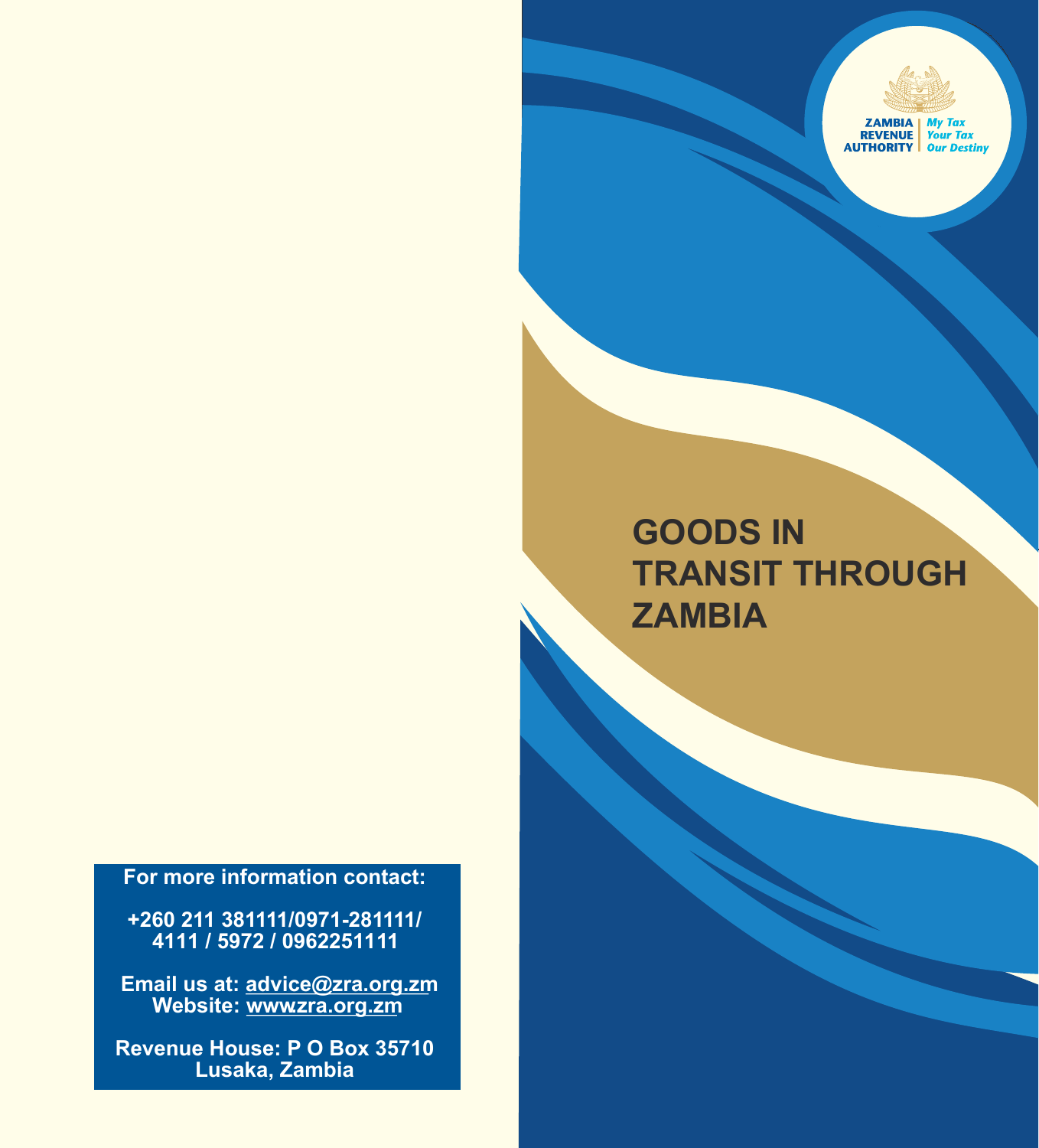ZAMBIA REVENUE AUTHORITY | *My Tax Your Tax Our Destiny*

# GOODS IN TRANSIT THROUGH ZAMBIA

**For more information contact:**

**+260 211 381111/0971-281111/ 4111 / 5972 / 0962251111**

**Email us at: advice@zra.org.zm**
**Website: www.zra.org.zm**

**Revenue House: P O Box 35710 Lusaka, Zambia**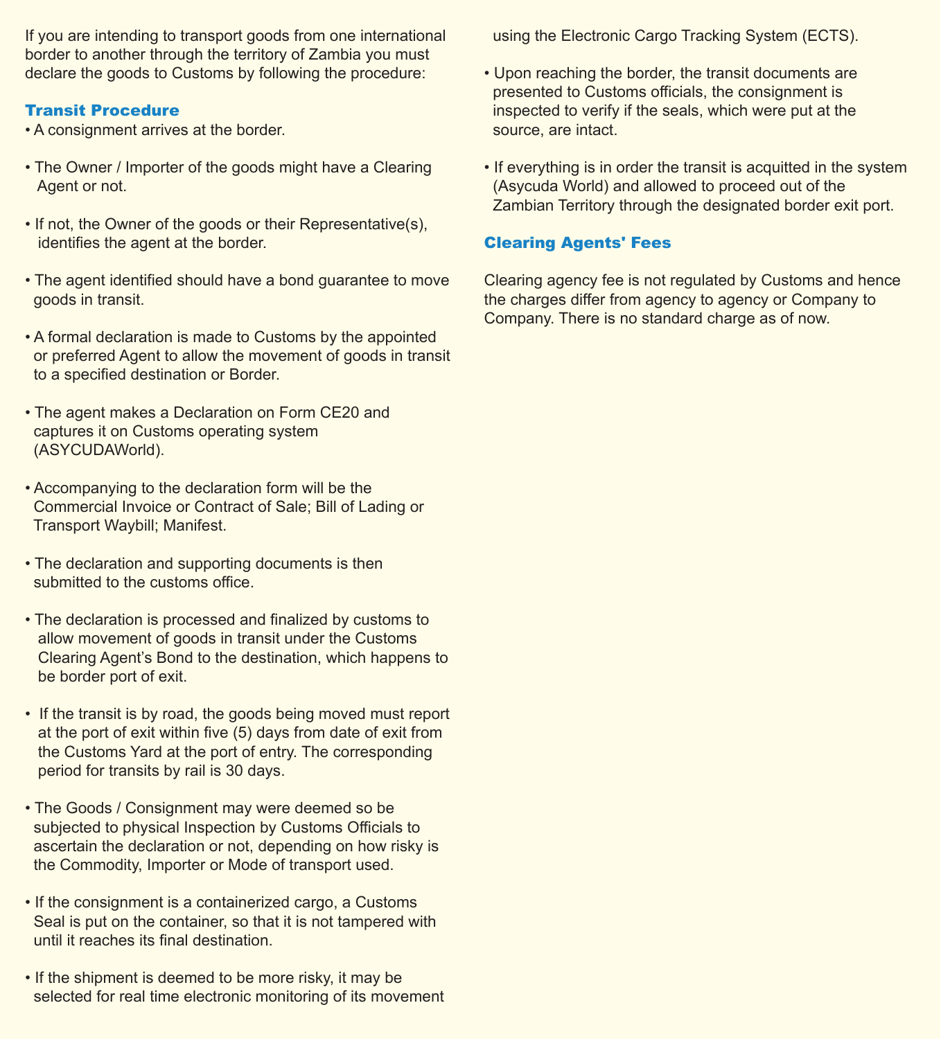If you are intending to transport goods from one international border to another through the territory of Zambia you must declare the goods to Customs by following the procedure:

## Transit Procedure

- A consignment arrives at the border.
- The Owner / Importer of the goods might have a Clearing Agent or not.
- If not, the Owner of the goods or their Representative(s), identifies the agent at the border.
- The agent identified should have a bond guarantee to move goods in transit.
- A formal declaration is made to Customs by the appointed or preferred Agent to allow the movement of goods in transit to a specified destination or Border.
- The agent makes a Declaration on Form CE20 and captures it on Customs operating system (ASYCUDAWorld).
- Accompanying to the declaration form will be the Commercial Invoice or Contract of Sale; Bill of Lading or Transport Waybill; Manifest.
- The declaration and supporting documents is then submitted to the customs office.
- The declaration is processed and finalized by customs to allow movement of goods in transit under the Customs Clearing Agent's Bond to the destination, which happens to be border port of exit.
- If the transit is by road, the goods being moved must report at the port of exit within five (5) days from date of exit from the Customs Yard at the port of entry. The corresponding period for transits by rail is 30 days.
- The Goods / Consignment may were deemed so be subjected to physical Inspection by Customs Officials to ascertain the declaration or not, depending on how risky is the Commodity, Importer or Mode of transport used.
- If the consignment is a containerized cargo, a Customs Seal is put on the container, so that it is not tampered with until it reaches its final destination.
- If the shipment is deemed to be more risky, it may be selected for real time electronic monitoring of its movement using the Electronic Cargo Tracking System (ECTS).
- Upon reaching the border, the transit documents are presented to Customs officials, the consignment is inspected to verify if the seals, which were put at the source, are intact.
- If everything is in order the transit is acquitted in the system (Asycuda World) and allowed to proceed out of the Zambian Territory through the designated border exit port.

## Clearing Agents' Fees

Clearing agency fee is not regulated by Customs and hence the charges differ from agency to agency or Company to Company. There is no standard charge as of now.